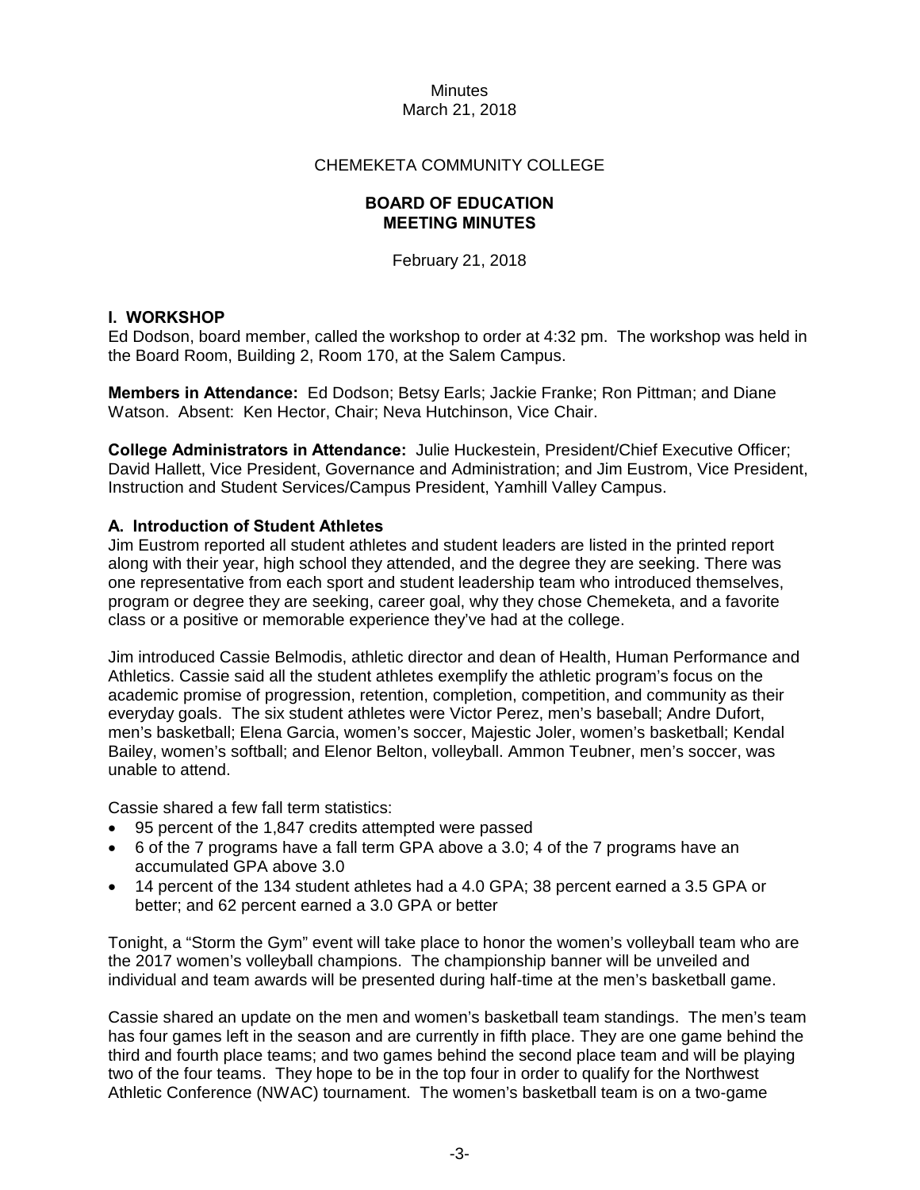Minutes
March 21, 2018

CHEMEKETA COMMUNITY COLLEGE

**BOARD OF EDUCATION**
**MEETING MINUTES**

February 21, 2018

## I. WORKSHOP

Ed Dodson, board member, called the workshop to order at 4:32 pm. The workshop was held in the Board Room, Building 2, Room 170, at the Salem Campus.

**Members in Attendance:** Ed Dodson; Betsy Earls; Jackie Franke; Ron Pittman; and Diane Watson. Absent: Ken Hector, Chair; Neva Hutchinson, Vice Chair.

**College Administrators in Attendance:** Julie Huckestein, President/Chief Executive Officer; David Hallett, Vice President, Governance and Administration; and Jim Eustrom, Vice President, Instruction and Student Services/Campus President, Yamhill Valley Campus.

### A. Introduction of Student Athletes

Jim Eustrom reported all student athletes and student leaders are listed in the printed report along with their year, high school they attended, and the degree they are seeking. There was one representative from each sport and student leadership team who introduced themselves, program or degree they are seeking, career goal, why they chose Chemeketa, and a favorite class or a positive or memorable experience they've had at the college.

Jim introduced Cassie Belmodis, athletic director and dean of Health, Human Performance and Athletics. Cassie said all the student athletes exemplify the athletic program's focus on the academic promise of progression, retention, completion, competition, and community as their everyday goals. The six student athletes were Victor Perez, men's baseball; Andre Dufort, men's basketball; Elena Garcia, women's soccer, Majestic Joler, women's basketball; Kendal Bailey, women's softball; and Elenor Belton, volleyball. Ammon Teubner, men's soccer, was unable to attend.

Cassie shared a few fall term statistics:

- 95 percent of the 1,847 credits attempted were passed
- 6 of the 7 programs have a fall term GPA above a 3.0; 4 of the 7 programs have an accumulated GPA above 3.0
- 14 percent of the 134 student athletes had a 4.0 GPA; 38 percent earned a 3.5 GPA or better; and 62 percent earned a 3.0 GPA or better

Tonight, a "Storm the Gym" event will take place to honor the women's volleyball team who are the 2017 women's volleyball champions. The championship banner will be unveiled and individual and team awards will be presented during half-time at the men's basketball game.

Cassie shared an update on the men and women's basketball team standings. The men's team has four games left in the season and are currently in fifth place. They are one game behind the third and fourth place teams; and two games behind the second place team and will be playing two of the four teams. They hope to be in the top four in order to qualify for the Northwest Athletic Conference (NWAC) tournament. The women's basketball team is on a two-game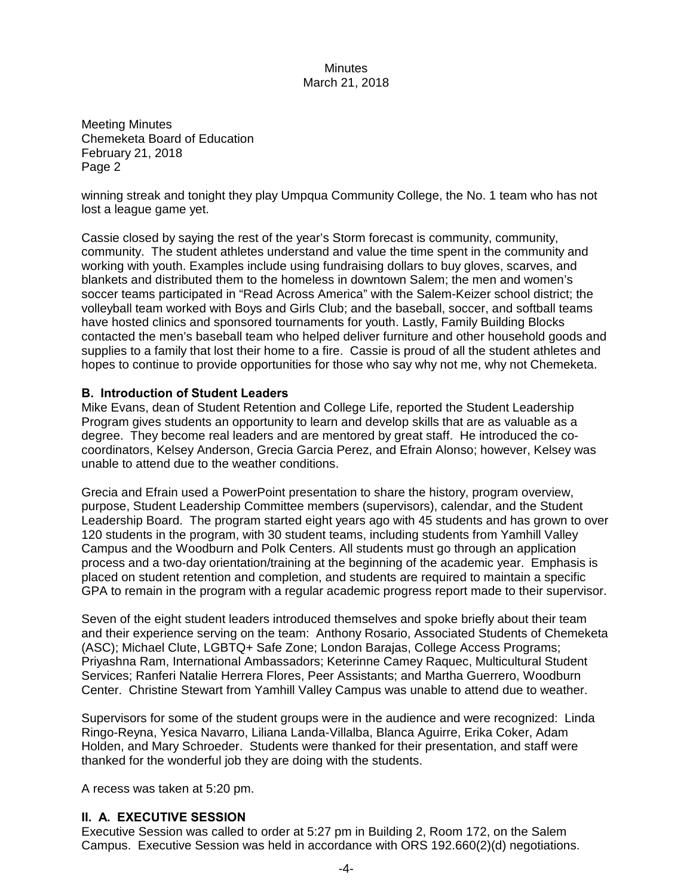winning streak and tonight they play Umpqua Community College, the No. 1 team who has not lost a league game yet.

Cassie closed by saying the rest of the year's Storm forecast is community, community, community. The student athletes understand and value the time spent in the community and working with youth. Examples include using fundraising dollars to buy gloves, scarves, and blankets and distributed them to the homeless in downtown Salem; the men and women's soccer teams participated in "Read Across America" with the Salem-Keizer school district; the volleyball team worked with Boys and Girls Club; and the baseball, soccer, and softball teams have hosted clinics and sponsored tournaments for youth. Lastly, Family Building Blocks contacted the men's baseball team who helped deliver furniture and other household goods and supplies to a family that lost their home to a fire. Cassie is proud of all the student athletes and hopes to continue to provide opportunities for those who say why not me, why not Chemeketa.

### B. Introduction of Student Leaders

Mike Evans, dean of Student Retention and College Life, reported the Student Leadership Program gives students an opportunity to learn and develop skills that are as valuable as a degree. They become real leaders and are mentored by great staff. He introduced the co-coordinators, Kelsey Anderson, Grecia Garcia Perez, and Efrain Alonso; however, Kelsey was unable to attend due to the weather conditions.

Grecia and Efrain used a PowerPoint presentation to share the history, program overview, purpose, Student Leadership Committee members (supervisors), calendar, and the Student Leadership Board. The program started eight years ago with 45 students and has grown to over 120 students in the program, with 30 student teams, including students from Yamhill Valley Campus and the Woodburn and Polk Centers. All students must go through an application process and a two-day orientation/training at the beginning of the academic year. Emphasis is placed on student retention and completion, and students are required to maintain a specific GPA to remain in the program with a regular academic progress report made to their supervisor.

Seven of the eight student leaders introduced themselves and spoke briefly about their team and their experience serving on the team: Anthony Rosario, Associated Students of Chemeketa (ASC); Michael Clute, LGBTQ+ Safe Zone; London Barajas, College Access Programs; Priyashna Ram, International Ambassadors; Keterinne Camey Raquec, Multicultural Student Services; Ranferi Natalie Herrera Flores, Peer Assistants; and Martha Guerrero, Woodburn Center. Christine Stewart from Yamhill Valley Campus was unable to attend due to weather.

Supervisors for some of the student groups were in the audience and were recognized: Linda Ringo-Reyna, Yesica Navarro, Liliana Landa-Villalba, Blanca Aguirre, Erika Coker, Adam Holden, and Mary Schroeder. Students were thanked for their presentation, and staff were thanked for the wonderful job they are doing with the students.

A recess was taken at 5:20 pm.

## II. A. EXECUTIVE SESSION

Executive Session was called to order at 5:27 pm in Building 2, Room 172, on the Salem Campus. Executive Session was held in accordance with ORS 192.660(2)(d) negotiations.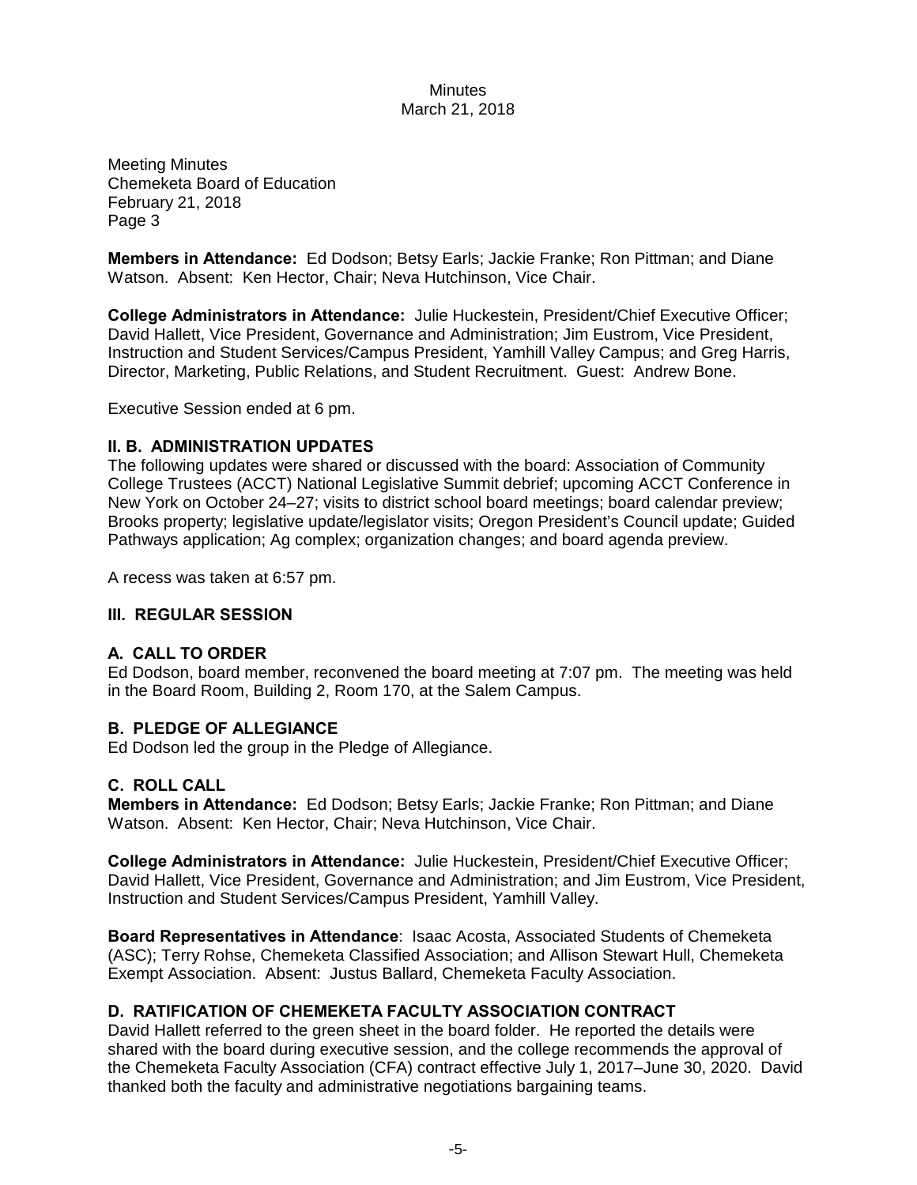Meeting Minutes
Chemeketa Board of Education
February 21, 2018
Page 3

**Members in Attendance:** Ed Dodson; Betsy Earls; Jackie Franke; Ron Pittman; and Diane Watson. Absent: Ken Hector, Chair; Neva Hutchinson, Vice Chair.

**College Administrators in Attendance:** Julie Huckestein, President/Chief Executive Officer; David Hallett, Vice President, Governance and Administration; Jim Eustrom, Vice President, Instruction and Student Services/Campus President, Yamhill Valley Campus; and Greg Harris, Director, Marketing, Public Relations, and Student Recruitment. Guest: Andrew Bone.

Executive Session ended at 6 pm.

## II. B. ADMINISTRATION UPDATES

The following updates were shared or discussed with the board: Association of Community College Trustees (ACCT) National Legislative Summit debrief; upcoming ACCT Conference in New York on October 24–27; visits to district school board meetings; board calendar preview; Brooks property; legislative update/legislator visits; Oregon President's Council update; Guided Pathways application; Ag complex; organization changes; and board agenda preview.

A recess was taken at 6:57 pm.

## III. REGULAR SESSION

### A. CALL TO ORDER

Ed Dodson, board member, reconvened the board meeting at 7:07 pm. The meeting was held in the Board Room, Building 2, Room 170, at the Salem Campus.

### B. PLEDGE OF ALLEGIANCE

Ed Dodson led the group in the Pledge of Allegiance.

### C. ROLL CALL

**Members in Attendance:** Ed Dodson; Betsy Earls; Jackie Franke; Ron Pittman; and Diane Watson. Absent: Ken Hector, Chair; Neva Hutchinson, Vice Chair.

**College Administrators in Attendance:** Julie Huckestein, President/Chief Executive Officer; David Hallett, Vice President, Governance and Administration; and Jim Eustrom, Vice President, Instruction and Student Services/Campus President, Yamhill Valley.

**Board Representatives in Attendance**: Isaac Acosta, Associated Students of Chemeketa (ASC); Terry Rohse, Chemeketa Classified Association; and Allison Stewart Hull, Chemeketa Exempt Association. Absent: Justus Ballard, Chemeketa Faculty Association.

### D. RATIFICATION OF CHEMEKETA FACULTY ASSOCIATION CONTRACT

David Hallett referred to the green sheet in the board folder. He reported the details were shared with the board during executive session, and the college recommends the approval of the Chemeketa Faculty Association (CFA) contract effective July 1, 2017–June 30, 2020. David thanked both the faculty and administrative negotiations bargaining teams.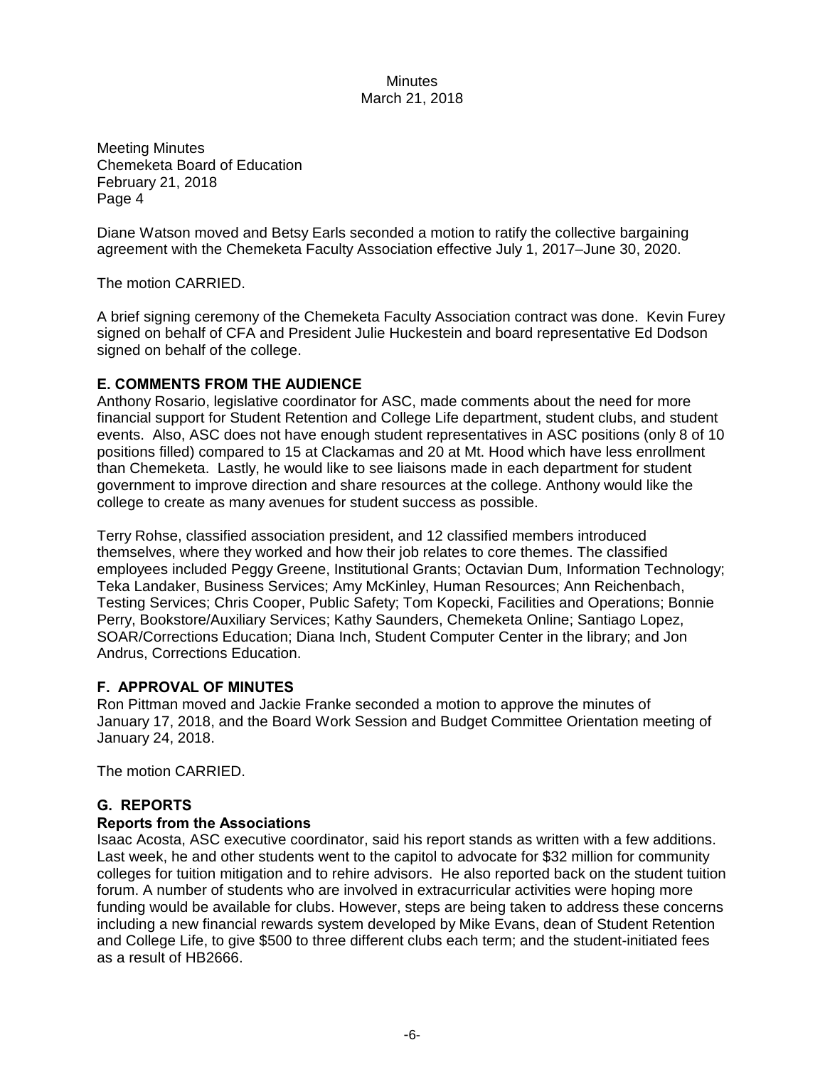Meeting Minutes
Chemeketa Board of Education
February 21, 2018
Page 4

Diane Watson moved and Betsy Earls seconded a motion to ratify the collective bargaining agreement with the Chemeketa Faculty Association effective July 1, 2017–June 30, 2020.

The motion CARRIED.

A brief signing ceremony of the Chemeketa Faculty Association contract was done. Kevin Furey signed on behalf of CFA and President Julie Huckestein and board representative Ed Dodson signed on behalf of the college.

## E. COMMENTS FROM THE AUDIENCE

Anthony Rosario, legislative coordinator for ASC, made comments about the need for more financial support for Student Retention and College Life department, student clubs, and student events. Also, ASC does not have enough student representatives in ASC positions (only 8 of 10 positions filled) compared to 15 at Clackamas and 20 at Mt. Hood which have less enrollment than Chemeketa. Lastly, he would like to see liaisons made in each department for student government to improve direction and share resources at the college. Anthony would like the college to create as many avenues for student success as possible.

Terry Rohse, classified association president, and 12 classified members introduced themselves, where they worked and how their job relates to core themes. The classified employees included Peggy Greene, Institutional Grants; Octavian Dum, Information Technology; Teka Landaker, Business Services; Amy McKinley, Human Resources; Ann Reichenbach, Testing Services; Chris Cooper, Public Safety; Tom Kopecki, Facilities and Operations; Bonnie Perry, Bookstore/Auxiliary Services; Kathy Saunders, Chemeketa Online; Santiago Lopez, SOAR/Corrections Education; Diana Inch, Student Computer Center in the library; and Jon Andrus, Corrections Education.

## F. APPROVAL OF MINUTES

Ron Pittman moved and Jackie Franke seconded a motion to approve the minutes of January 17, 2018, and the Board Work Session and Budget Committee Orientation meeting of January 24, 2018.

The motion CARRIED.

## G. REPORTS

### Reports from the Associations

Isaac Acosta, ASC executive coordinator, said his report stands as written with a few additions. Last week, he and other students went to the capitol to advocate for $32 million for community colleges for tuition mitigation and to rehire advisors. He also reported back on the student tuition forum. A number of students who are involved in extracurricular activities were hoping more funding would be available for clubs. However, steps are being taken to address these concerns including a new financial rewards system developed by Mike Evans, dean of Student Retention and College Life, to give $500 to three different clubs each term; and the student-initiated fees as a result of HB2666.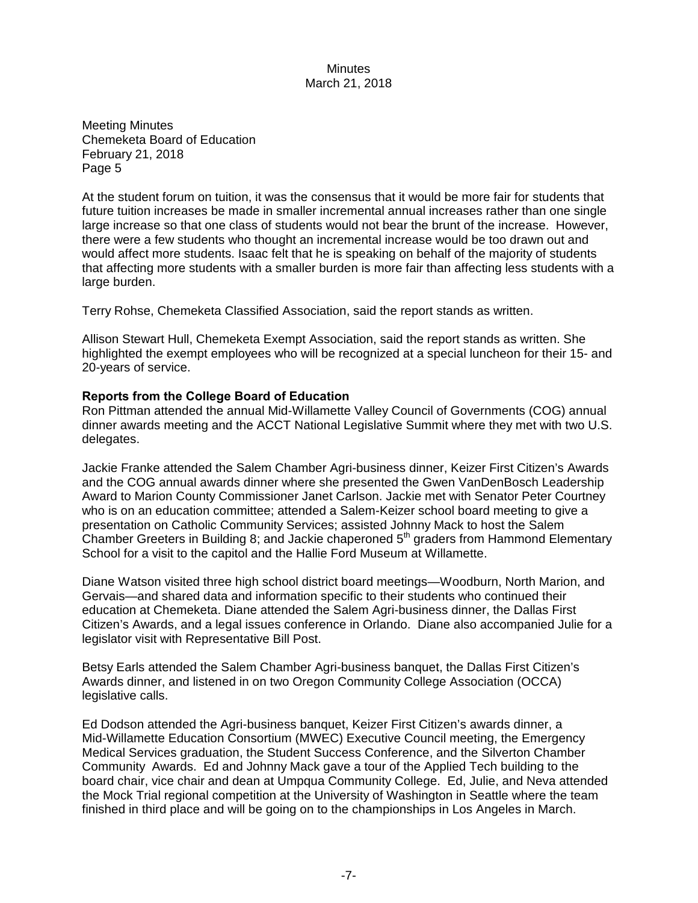Meeting Minutes
Chemeketa Board of Education
February 21, 2018
Page 5

At the student forum on tuition, it was the consensus that it would be more fair for students that future tuition increases be made in smaller incremental annual increases rather than one single large increase so that one class of students would not bear the brunt of the increase. However, there were a few students who thought an incremental increase would be too drawn out and would affect more students. Isaac felt that he is speaking on behalf of the majority of students that affecting more students with a smaller burden is more fair than affecting less students with a large burden.

Terry Rohse, Chemeketa Classified Association, said the report stands as written.

Allison Stewart Hull, Chemeketa Exempt Association, said the report stands as written. She highlighted the exempt employees who will be recognized at a special luncheon for their 15- and 20-years of service.

**Reports from the College Board of Education**

Ron Pittman attended the annual Mid-Willamette Valley Council of Governments (COG) annual dinner awards meeting and the ACCT National Legislative Summit where they met with two U.S. delegates.

Jackie Franke attended the Salem Chamber Agri-business dinner, Keizer First Citizen's Awards and the COG annual awards dinner where she presented the Gwen VanDenBosch Leadership Award to Marion County Commissioner Janet Carlson. Jackie met with Senator Peter Courtney who is on an education committee; attended a Salem-Keizer school board meeting to give a presentation on Catholic Community Services; assisted Johnny Mack to host the Salem Chamber Greeters in Building 8; and Jackie chaperoned 5th graders from Hammond Elementary School for a visit to the capitol and the Hallie Ford Museum at Willamette.

Diane Watson visited three high school district board meetings—Woodburn, North Marion, and Gervais—and shared data and information specific to their students who continued their education at Chemeketa. Diane attended the Salem Agri-business dinner, the Dallas First Citizen's Awards, and a legal issues conference in Orlando. Diane also accompanied Julie for a legislator visit with Representative Bill Post.

Betsy Earls attended the Salem Chamber Agri-business banquet, the Dallas First Citizen's Awards dinner, and listened in on two Oregon Community College Association (OCCA) legislative calls.

Ed Dodson attended the Agri-business banquet, Keizer First Citizen's awards dinner, a Mid-Willamette Education Consortium (MWEC) Executive Council meeting, the Emergency Medical Services graduation, the Student Success Conference, and the Silverton Chamber Community Awards. Ed and Johnny Mack gave a tour of the Applied Tech building to the board chair, vice chair and dean at Umpqua Community College. Ed, Julie, and Neva attended the Mock Trial regional competition at the University of Washington in Seattle where the team finished in third place and will be going on to the championships in Los Angeles in March.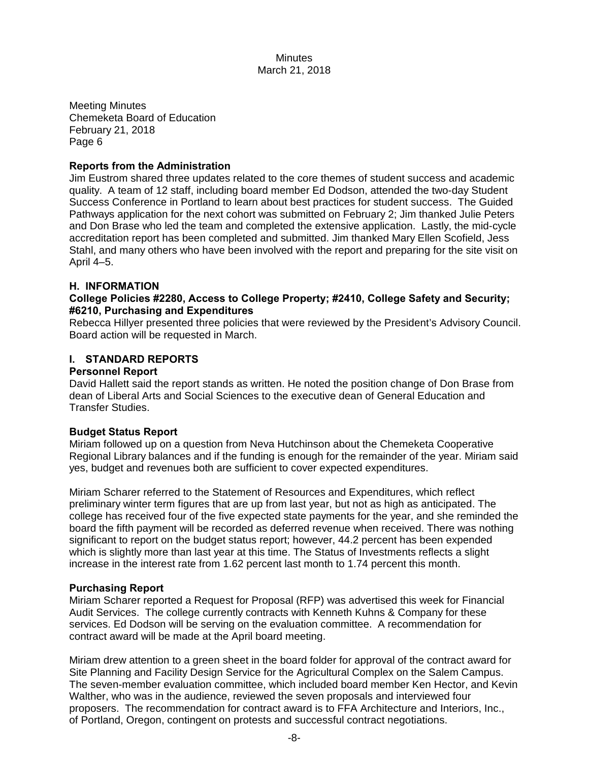Meeting Minutes
Chemeketa Board of Education
February 21, 2018
Page 6

**Reports from the Administration**

Jim Eustrom shared three updates related to the core themes of student success and academic quality. A team of 12 staff, including board member Ed Dodson, attended the two-day Student Success Conference in Portland to learn about best practices for student success. The Guided Pathways application for the next cohort was submitted on February 2; Jim thanked Julie Peters and Don Brase who led the team and completed the extensive application. Lastly, the mid-cycle accreditation report has been completed and submitted. Jim thanked Mary Ellen Scofield, Jess Stahl, and many others who have been involved with the report and preparing for the site visit on April 4–5.

## H. INFORMATION

**College Policies #2280, Access to College Property; #2410, College Safety and Security; #6210, Purchasing and Expenditures**

Rebecca Hillyer presented three policies that were reviewed by the President's Advisory Council. Board action will be requested in March.

## I. STANDARD REPORTS

**Personnel Report**

David Hallett said the report stands as written. He noted the position change of Don Brase from dean of Liberal Arts and Social Sciences to the executive dean of General Education and Transfer Studies.

**Budget Status Report**

Miriam followed up on a question from Neva Hutchinson about the Chemeketa Cooperative Regional Library balances and if the funding is enough for the remainder of the year. Miriam said yes, budget and revenues both are sufficient to cover expected expenditures.

Miriam Scharer referred to the Statement of Resources and Expenditures, which reflect preliminary winter term figures that are up from last year, but not as high as anticipated. The college has received four of the five expected state payments for the year, and she reminded the board the fifth payment will be recorded as deferred revenue when received. There was nothing significant to report on the budget status report; however, 44.2 percent has been expended which is slightly more than last year at this time. The Status of Investments reflects a slight increase in the interest rate from 1.62 percent last month to 1.74 percent this month.

**Purchasing Report**

Miriam Scharer reported a Request for Proposal (RFP) was advertised this week for Financial Audit Services. The college currently contracts with Kenneth Kuhns & Company for these services. Ed Dodson will be serving on the evaluation committee. A recommendation for contract award will be made at the April board meeting.

Miriam drew attention to a green sheet in the board folder for approval of the contract award for Site Planning and Facility Design Service for the Agricultural Complex on the Salem Campus. The seven-member evaluation committee, which included board member Ken Hector, and Kevin Walther, who was in the audience, reviewed the seven proposals and interviewed four proposers. The recommendation for contract award is to FFA Architecture and Interiors, Inc., of Portland, Oregon, contingent on protests and successful contract negotiations.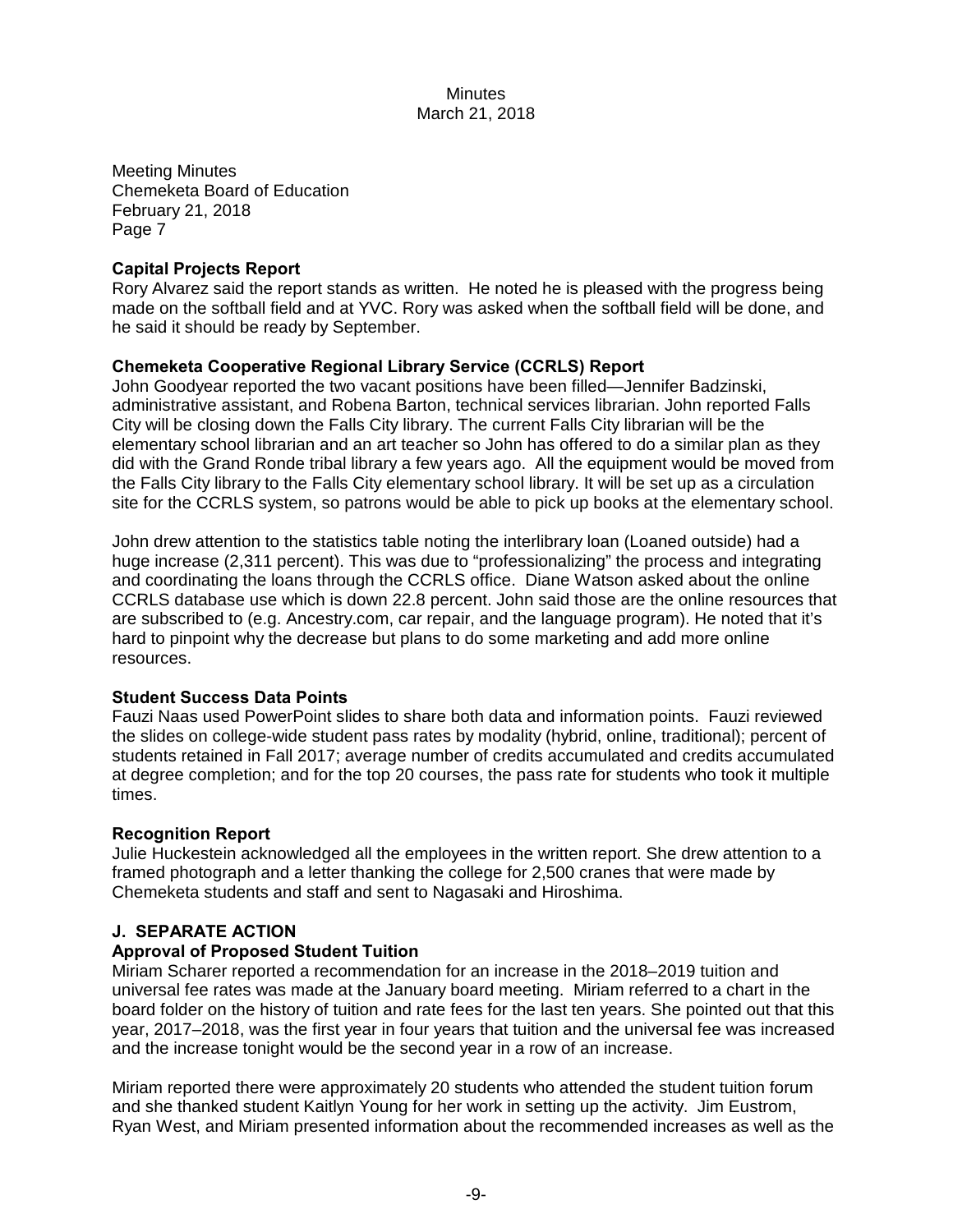Meeting Minutes
Chemeketa Board of Education
February 21, 2018
Page 7

**Capital Projects Report**
Rory Alvarez said the report stands as written. He noted he is pleased with the progress being made on the softball field and at YVC. Rory was asked when the softball field will be done, and he said it should be ready by September.

**Chemeketa Cooperative Regional Library Service (CCRLS) Report**
John Goodyear reported the two vacant positions have been filled—Jennifer Badzinski, administrative assistant, and Robena Barton, technical services librarian. John reported Falls City will be closing down the Falls City library. The current Falls City librarian will be the elementary school librarian and an art teacher so John has offered to do a similar plan as they did with the Grand Ronde tribal library a few years ago. All the equipment would be moved from the Falls City library to the Falls City elementary school library. It will be set up as a circulation site for the CCRLS system, so patrons would be able to pick up books at the elementary school.

John drew attention to the statistics table noting the interlibrary loan (Loaned outside) had a huge increase (2,311 percent). This was due to "professionalizing" the process and integrating and coordinating the loans through the CCRLS office. Diane Watson asked about the online CCRLS database use which is down 22.8 percent. John said those are the online resources that are subscribed to (e.g. Ancestry.com, car repair, and the language program). He noted that it's hard to pinpoint why the decrease but plans to do some marketing and add more online resources.

**Student Success Data Points**
Fauzi Naas used PowerPoint slides to share both data and information points. Fauzi reviewed the slides on college-wide student pass rates by modality (hybrid, online, traditional); percent of students retained in Fall 2017; average number of credits accumulated and credits accumulated at degree completion; and for the top 20 courses, the pass rate for students who took it multiple times.

**Recognition Report**
Julie Huckestein acknowledged all the employees in the written report. She drew attention to a framed photograph and a letter thanking the college for 2,500 cranes that were made by Chemeketa students and staff and sent to Nagasaki and Hiroshima.

## J. SEPARATE ACTION

**Approval of Proposed Student Tuition**
Miriam Scharer reported a recommendation for an increase in the 2018–2019 tuition and universal fee rates was made at the January board meeting. Miriam referred to a chart in the board folder on the history of tuition and rate fees for the last ten years. She pointed out that this year, 2017–2018, was the first year in four years that tuition and the universal fee was increased and the increase tonight would be the second year in a row of an increase.

Miriam reported there were approximately 20 students who attended the student tuition forum and she thanked student Kaitlyn Young for her work in setting up the activity. Jim Eustrom, Ryan West, and Miriam presented information about the recommended increases as well as the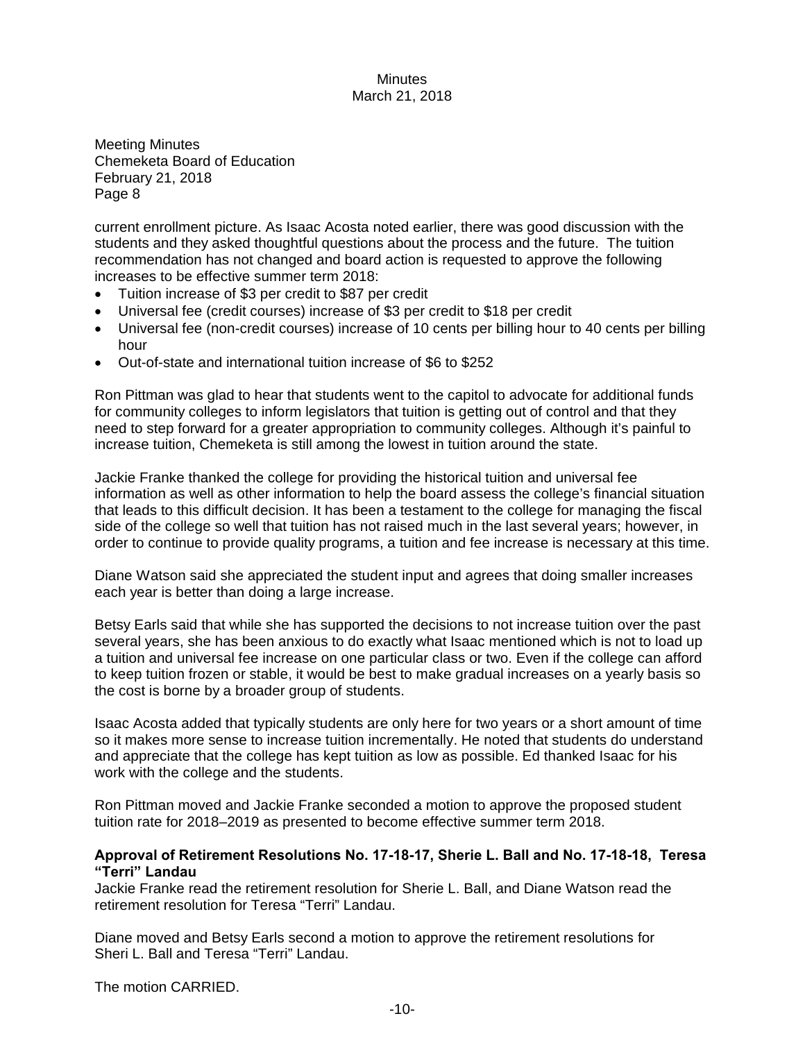Meeting Minutes
Chemeketa Board of Education
February 21, 2018
Page 8

current enrollment picture. As Isaac Acosta noted earlier, there was good discussion with the students and they asked thoughtful questions about the process and the future. The tuition recommendation has not changed and board action is requested to approve the following increases to be effective summer term 2018:

- Tuition increase of $3 per credit to $87 per credit
- Universal fee (credit courses) increase of $3 per credit to $18 per credit
- Universal fee (non-credit courses) increase of 10 cents per billing hour to 40 cents per billing hour
- Out-of-state and international tuition increase of $6 to $252

Ron Pittman was glad to hear that students went to the capitol to advocate for additional funds for community colleges to inform legislators that tuition is getting out of control and that they need to step forward for a greater appropriation to community colleges. Although it's painful to increase tuition, Chemeketa is still among the lowest in tuition around the state.

Jackie Franke thanked the college for providing the historical tuition and universal fee information as well as other information to help the board assess the college's financial situation that leads to this difficult decision. It has been a testament to the college for managing the fiscal side of the college so well that tuition has not raised much in the last several years; however, in order to continue to provide quality programs, a tuition and fee increase is necessary at this time.

Diane Watson said she appreciated the student input and agrees that doing smaller increases each year is better than doing a large increase.

Betsy Earls said that while she has supported the decisions to not increase tuition over the past several years, she has been anxious to do exactly what Isaac mentioned which is not to load up a tuition and universal fee increase on one particular class or two. Even if the college can afford to keep tuition frozen or stable, it would be best to make gradual increases on a yearly basis so the cost is borne by a broader group of students.

Isaac Acosta added that typically students are only here for two years or a short amount of time so it makes more sense to increase tuition incrementally. He noted that students do understand and appreciate that the college has kept tuition as low as possible. Ed thanked Isaac for his work with the college and the students.

Ron Pittman moved and Jackie Franke seconded a motion to approve the proposed student tuition rate for 2018–2019 as presented to become effective summer term 2018.

**Approval of Retirement Resolutions No. 17-18-17, Sherie L. Ball and No. 17-18-18, Teresa "Terri" Landau**

Jackie Franke read the retirement resolution for Sherie L. Ball, and Diane Watson read the retirement resolution for Teresa "Terri" Landau.

Diane moved and Betsy Earls second a motion to approve the retirement resolutions for Sheri L. Ball and Teresa "Terri" Landau.

The motion CARRIED.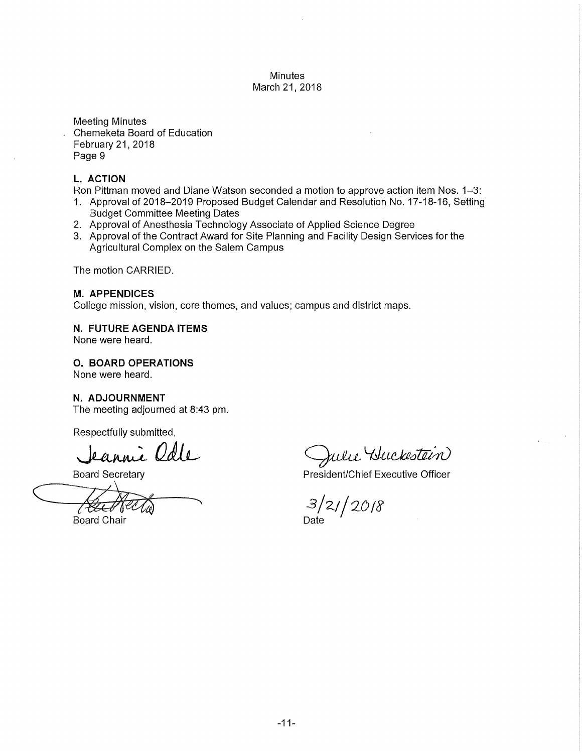Minutes
March 21, 2018

Meeting Minutes
Chemeketa Board of Education
February 21, 2018
Page 9

**L. ACTION**

Ron Pittman moved and Diane Watson seconded a motion to approve action item Nos. 1–3:

1. Approval of 2018–2019 Proposed Budget Calendar and Resolution No. 17-18-16, Setting Budget Committee Meeting Dates
2. Approval of Anesthesia Technology Associate of Applied Science Degree
3. Approval of the Contract Award for Site Planning and Facility Design Services for the Agricultural Complex on the Salem Campus

The motion CARRIED.

**M. APPENDICES**

College mission, vision, core themes, and values; campus and district maps.

**N. FUTURE AGENDA ITEMS**

None were heard.

**O. BOARD OPERATIONS**

None were heard.

**N. ADJOURNMENT**

The meeting adjourned at 8:43 pm.

Respectfully submitted,

Jeannie Odle
Board Secretary

Board Chair

Julie Huckestein
President/Chief Executive Officer

3/21/2018
Date